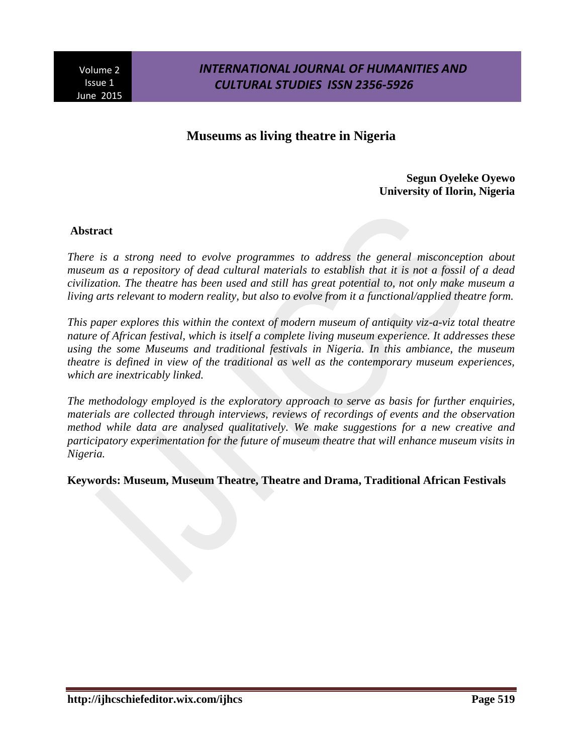# Museums as living theatre in Nigeria

**Segun Oyeleke Oyewo**
**University of Ilorin, Nigeria**

## Abstract

*There is a strong need to evolve programmes to address the general misconception about museum as a repository of dead cultural materials to establish that it is not a fossil of a dead civilization. The theatre has been used and still has great potential to, not only make museum a living arts relevant to modern reality, but also to evolve from it a functional/applied theatre form.*

*This paper explores this within the context of modern museum of antiquity viz-a-viz total theatre nature of African festival, which is itself a complete living museum experience. It addresses these using the some Museums and traditional festivals in Nigeria. In this ambiance, the museum theatre is defined in view of the traditional as well as the contemporary museum experiences, which are inextricably linked.*

*The methodology employed is the exploratory approach to serve as basis for further enquiries, materials are collected through interviews, reviews of recordings of events and the observation method while data are analysed qualitatively. We make suggestions for a new creative and participatory experimentation for the future of museum theatre that will enhance museum visits in Nigeria.*

**Keywords: Museum, Museum Theatre, Theatre and Drama, Traditional African Festivals**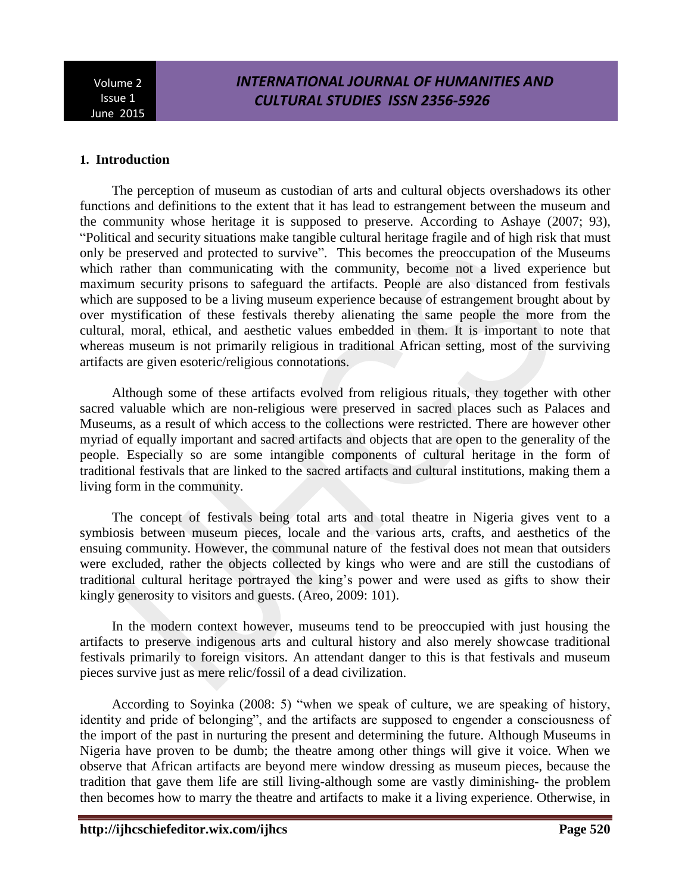## 1. Introduction

The perception of museum as custodian of arts and cultural objects overshadows its other functions and definitions to the extent that it has lead to estrangement between the museum and the community whose heritage it is supposed to preserve. According to Ashaye (2007; 93), "Political and security situations make tangible cultural heritage fragile and of high risk that must only be preserved and protected to survive". This becomes the preoccupation of the Museums which rather than communicating with the community, become not a lived experience but maximum security prisons to safeguard the artifacts. People are also distanced from festivals which are supposed to be a living museum experience because of estrangement brought about by over mystification of these festivals thereby alienating the same people the more from the cultural, moral, ethical, and aesthetic values embedded in them. It is important to note that whereas museum is not primarily religious in traditional African setting, most of the surviving artifacts are given esoteric/religious connotations.

Although some of these artifacts evolved from religious rituals, they together with other sacred valuable which are non-religious were preserved in sacred places such as Palaces and Museums, as a result of which access to the collections were restricted. There are however other myriad of equally important and sacred artifacts and objects that are open to the generality of the people. Especially so are some intangible components of cultural heritage in the form of traditional festivals that are linked to the sacred artifacts and cultural institutions, making them a living form in the community.

The concept of festivals being total arts and total theatre in Nigeria gives vent to a symbiosis between museum pieces, locale and the various arts, crafts, and aesthetics of the ensuing community. However, the communal nature of the festival does not mean that outsiders were excluded, rather the objects collected by kings who were and are still the custodians of traditional cultural heritage portrayed the king's power and were used as gifts to show their kingly generosity to visitors and guests. (Areo, 2009: 101).

In the modern context however, museums tend to be preoccupied with just housing the artifacts to preserve indigenous arts and cultural history and also merely showcase traditional festivals primarily to foreign visitors. An attendant danger to this is that festivals and museum pieces survive just as mere relic/fossil of a dead civilization.

According to Soyinka (2008: 5) "when we speak of culture, we are speaking of history, identity and pride of belonging", and the artifacts are supposed to engender a consciousness of the import of the past in nurturing the present and determining the future. Although Museums in Nigeria have proven to be dumb; the theatre among other things will give it voice. When we observe that African artifacts are beyond mere window dressing as museum pieces, because the tradition that gave them life are still living-although some are vastly diminishing- the problem then becomes how to marry the theatre and artifacts to make it a living experience. Otherwise, in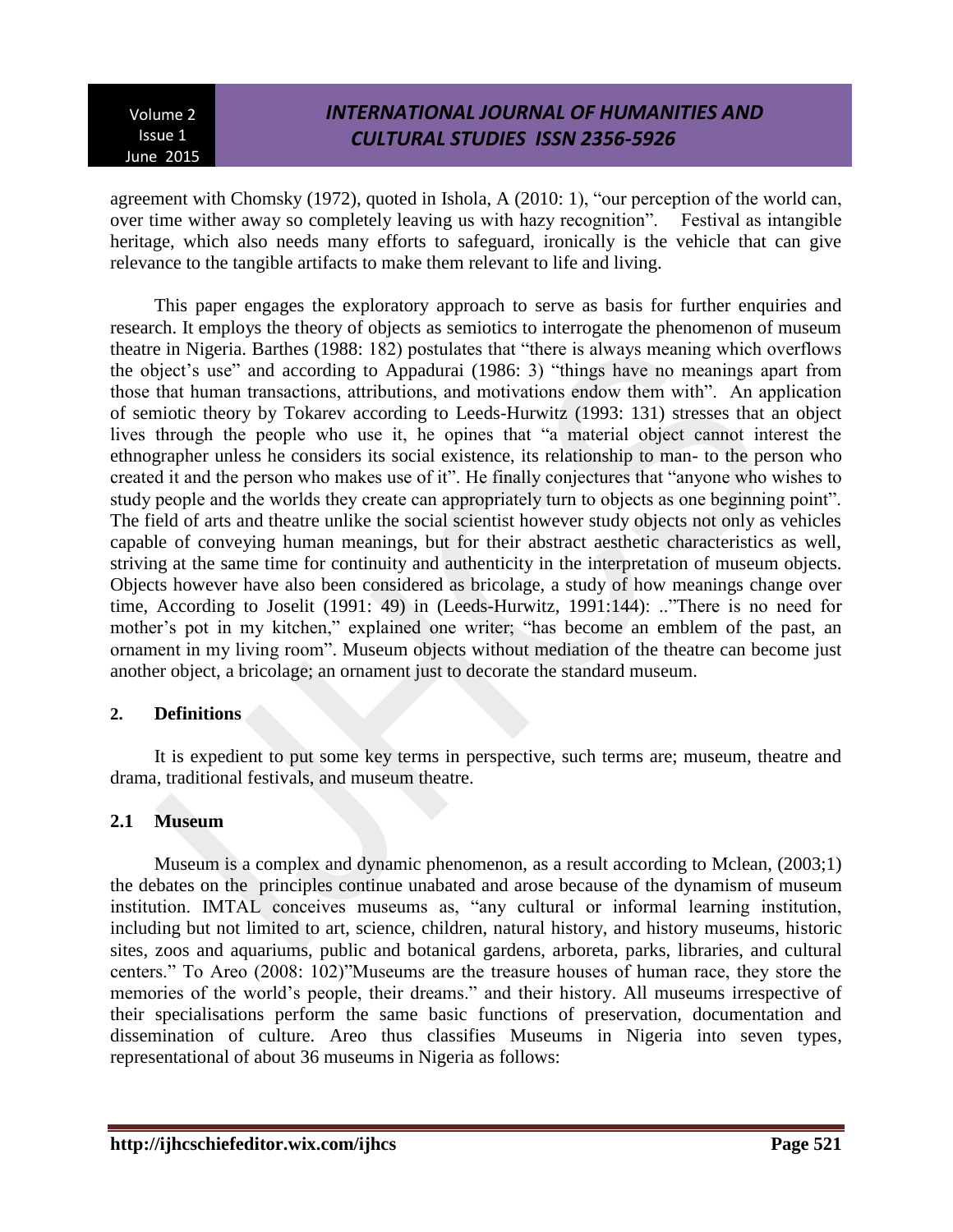agreement with Chomsky (1972), quoted in Ishola, A (2010: 1), "our perception of the world can, over time wither away so completely leaving us with hazy recognition". Festival as intangible heritage, which also needs many efforts to safeguard, ironically is the vehicle that can give relevance to the tangible artifacts to make them relevant to life and living.

This paper engages the exploratory approach to serve as basis for further enquiries and research. It employs the theory of objects as semiotics to interrogate the phenomenon of museum theatre in Nigeria. Barthes (1988: 182) postulates that "there is always meaning which overflows the object's use" and according to Appadurai (1986: 3) "things have no meanings apart from those that human transactions, attributions, and motivations endow them with". An application of semiotic theory by Tokarev according to Leeds-Hurwitz (1993: 131) stresses that an object lives through the people who use it, he opines that "a material object cannot interest the ethnographer unless he considers its social existence, its relationship to man- to the person who created it and the person who makes use of it". He finally conjectures that "anyone who wishes to study people and the worlds they create can appropriately turn to objects as one beginning point". The field of arts and theatre unlike the social scientist however study objects not only as vehicles capable of conveying human meanings, but for their abstract aesthetic characteristics as well, striving at the same time for continuity and authenticity in the interpretation of museum objects. Objects however have also been considered as bricolage, a study of how meanings change over time, According to Joselit (1991: 49) in (Leeds-Hurwitz, 1991:144): .."There is no need for mother's pot in my kitchen," explained one writer; "has become an emblem of the past, an ornament in my living room". Museum objects without mediation of the theatre can become just another object, a bricolage; an ornament just to decorate the standard museum.

## 2. Definitions

It is expedient to put some key terms in perspective, such terms are; museum, theatre and drama, traditional festivals, and museum theatre.

### 2.1 Museum

Museum is a complex and dynamic phenomenon, as a result according to Mclean, (2003;1) the debates on the principles continue unabated and arose because of the dynamism of museum institution. IMTAL conceives museums as, "any cultural or informal learning institution, including but not limited to art, science, children, natural history, and history museums, historic sites, zoos and aquariums, public and botanical gardens, arboreta, parks, libraries, and cultural centers." To Areo (2008: 102)"Museums are the treasure houses of human race, they store the memories of the world's people, their dreams." and their history. All museums irrespective of their specialisations perform the same basic functions of preservation, documentation and dissemination of culture. Areo thus classifies Museums in Nigeria into seven types, representational of about 36 museums in Nigeria as follows: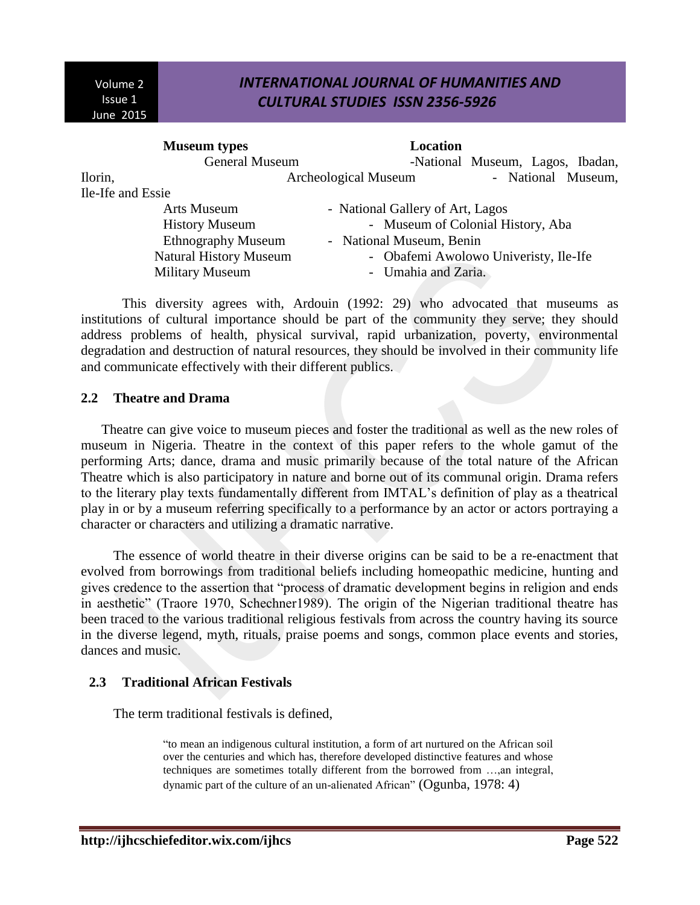| Museum types | Location |
|---|---|
| General Museum | -National Museum, Lagos, Ibadan, Ilorin, |
| Archeological Museum | - National Museum, Ile-Ife and Essie |
| Arts Museum | - National Gallery of Art, Lagos |
| History Museum | - Museum of Colonial History, Aba |
| Ethnography Museum | - National Museum, Benin |
| Natural History Museum | - Obafemi Awolowo Univeristy, Ile-Ife |
| Military Museum | - Umahia and Zaria. |

This diversity agrees with, Ardouin (1992: 29) who advocated that museums as institutions of cultural importance should be part of the community they serve; they should address problems of health, physical survival, rapid urbanization, poverty, environmental degradation and destruction of natural resources, they should be involved in their community life and communicate effectively with their different publics.

## 2.2 Theatre and Drama

Theatre can give voice to museum pieces and foster the traditional as well as the new roles of museum in Nigeria. Theatre in the context of this paper refers to the whole gamut of the performing Arts; dance, drama and music primarily because of the total nature of the African Theatre which is also participatory in nature and borne out of its communal origin. Drama refers to the literary play texts fundamentally different from IMTAL's definition of play as a theatrical play in or by a museum referring specifically to a performance by an actor or actors portraying a character or characters and utilizing a dramatic narrative.

The essence of world theatre in their diverse origins can be said to be a re-enactment that evolved from borrowings from traditional beliefs including homeopathic medicine, hunting and gives credence to the assertion that "process of dramatic development begins in religion and ends in aesthetic" (Traore 1970, Schechner1989). The origin of the Nigerian traditional theatre has been traced to the various traditional religious festivals from across the country having its source in the diverse legend, myth, rituals, praise poems and songs, common place events and stories, dances and music.

## 2.3 Traditional African Festivals

The term traditional festivals is defined,

> "to mean an indigenous cultural institution, a form of art nurtured on the African soil over the centuries and which has, therefore developed distinctive features and whose techniques are sometimes totally different from the borrowed from …,an integral, dynamic part of the culture of an un-alienated African" (Ogunba, 1978: 4)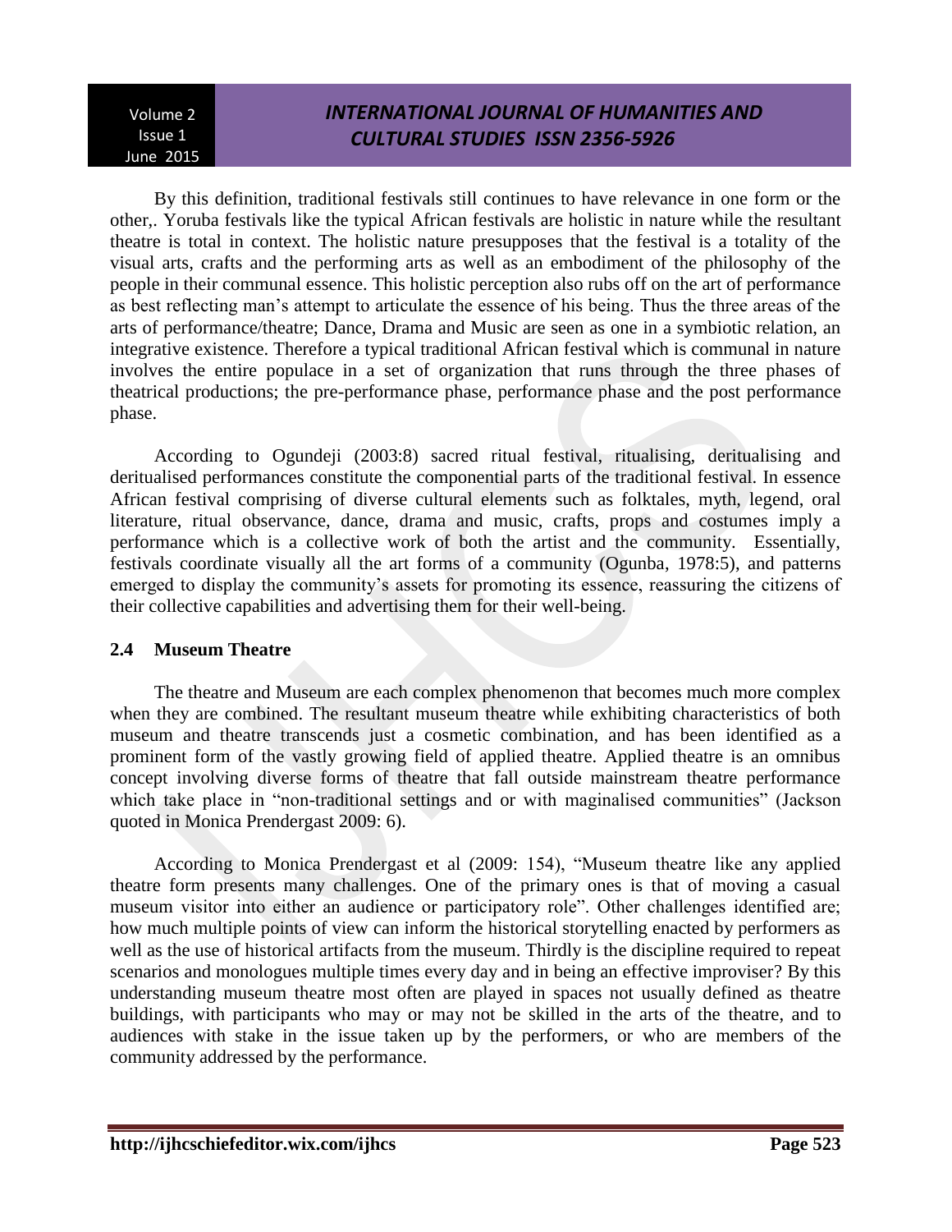By this definition, traditional festivals still continues to have relevance in one form or the other,. Yoruba festivals like the typical African festivals are holistic in nature while the resultant theatre is total in context. The holistic nature presupposes that the festival is a totality of the visual arts, crafts and the performing arts as well as an embodiment of the philosophy of the people in their communal essence. This holistic perception also rubs off on the art of performance as best reflecting man's attempt to articulate the essence of his being. Thus the three areas of the arts of performance/theatre; Dance, Drama and Music are seen as one in a symbiotic relation, an integrative existence. Therefore a typical traditional African festival which is communal in nature involves the entire populace in a set of organization that runs through the three phases of theatrical productions; the pre-performance phase, performance phase and the post performance phase.

According to Ogundeji (2003:8) sacred ritual festival, ritualising, deritualising and deritualised performances constitute the componential parts of the traditional festival. In essence African festival comprising of diverse cultural elements such as folktales, myth, legend, oral literature, ritual observance, dance, drama and music, crafts, props and costumes imply a performance which is a collective work of both the artist and the community. Essentially, festivals coordinate visually all the art forms of a community (Ogunba, 1978:5), and patterns emerged to display the community's assets for promoting its essence, reassuring the citizens of their collective capabilities and advertising them for their well-being.

## 2.4 Museum Theatre

The theatre and Museum are each complex phenomenon that becomes much more complex when they are combined. The resultant museum theatre while exhibiting characteristics of both museum and theatre transcends just a cosmetic combination, and has been identified as a prominent form of the vastly growing field of applied theatre. Applied theatre is an omnibus concept involving diverse forms of theatre that fall outside mainstream theatre performance which take place in "non-traditional settings and or with maginalised communities" (Jackson quoted in Monica Prendergast 2009: 6).

According to Monica Prendergast et al (2009: 154), "Museum theatre like any applied theatre form presents many challenges. One of the primary ones is that of moving a casual museum visitor into either an audience or participatory role". Other challenges identified are; how much multiple points of view can inform the historical storytelling enacted by performers as well as the use of historical artifacts from the museum. Thirdly is the discipline required to repeat scenarios and monologues multiple times every day and in being an effective improviser? By this understanding museum theatre most often are played in spaces not usually defined as theatre buildings, with participants who may or may not be skilled in the arts of the theatre, and to audiences with stake in the issue taken up by the performers, or who are members of the community addressed by the performance.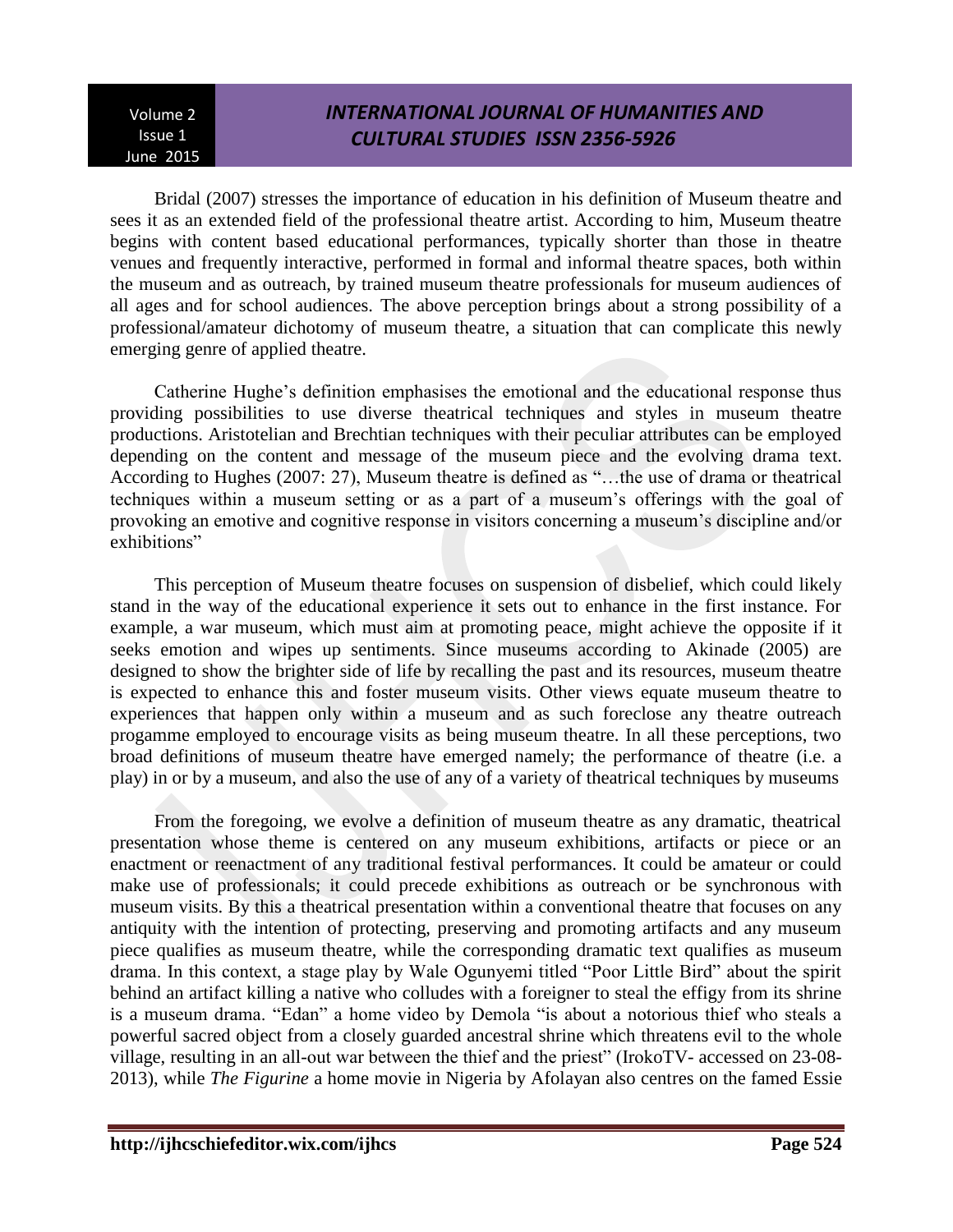Bridal (2007) stresses the importance of education in his definition of Museum theatre and sees it as an extended field of the professional theatre artist. According to him, Museum theatre begins with content based educational performances, typically shorter than those in theatre venues and frequently interactive, performed in formal and informal theatre spaces, both within the museum and as outreach, by trained museum theatre professionals for museum audiences of all ages and for school audiences. The above perception brings about a strong possibility of a professional/amateur dichotomy of museum theatre, a situation that can complicate this newly emerging genre of applied theatre.

Catherine Hughe's definition emphasises the emotional and the educational response thus providing possibilities to use diverse theatrical techniques and styles in museum theatre productions. Aristotelian and Brechtian techniques with their peculiar attributes can be employed depending on the content and message of the museum piece and the evolving drama text. According to Hughes (2007: 27), Museum theatre is defined as "…the use of drama or theatrical techniques within a museum setting or as a part of a museum's offerings with the goal of provoking an emotive and cognitive response in visitors concerning a museum's discipline and/or exhibitions"

This perception of Museum theatre focuses on suspension of disbelief, which could likely stand in the way of the educational experience it sets out to enhance in the first instance. For example, a war museum, which must aim at promoting peace, might achieve the opposite if it seeks emotion and wipes up sentiments. Since museums according to Akinade (2005) are designed to show the brighter side of life by recalling the past and its resources, museum theatre is expected to enhance this and foster museum visits. Other views equate museum theatre to experiences that happen only within a museum and as such foreclose any theatre outreach progamme employed to encourage visits as being museum theatre. In all these perceptions, two broad definitions of museum theatre have emerged namely; the performance of theatre (i.e. a play) in or by a museum, and also the use of any of a variety of theatrical techniques by museums

From the foregoing, we evolve a definition of museum theatre as any dramatic, theatrical presentation whose theme is centered on any museum exhibitions, artifacts or piece or an enactment or reenactment of any traditional festival performances. It could be amateur or could make use of professionals; it could precede exhibitions as outreach or be synchronous with museum visits. By this a theatrical presentation within a conventional theatre that focuses on any antiquity with the intention of protecting, preserving and promoting artifacts and any museum piece qualifies as museum theatre, while the corresponding dramatic text qualifies as museum drama. In this context, a stage play by Wale Ogunyemi titled "Poor Little Bird" about the spirit behind an artifact killing a native who colludes with a foreigner to steal the effigy from its shrine is a museum drama. "Edan" a home video by Demola "is about a notorious thief who steals a powerful sacred object from a closely guarded ancestral shrine which threatens evil to the whole village, resulting in an all-out war between the thief and the priest" (IrokoTV- accessed on 23-08-2013), while *The Figurine* a home movie in Nigeria by Afolayan also centres on the famed Essie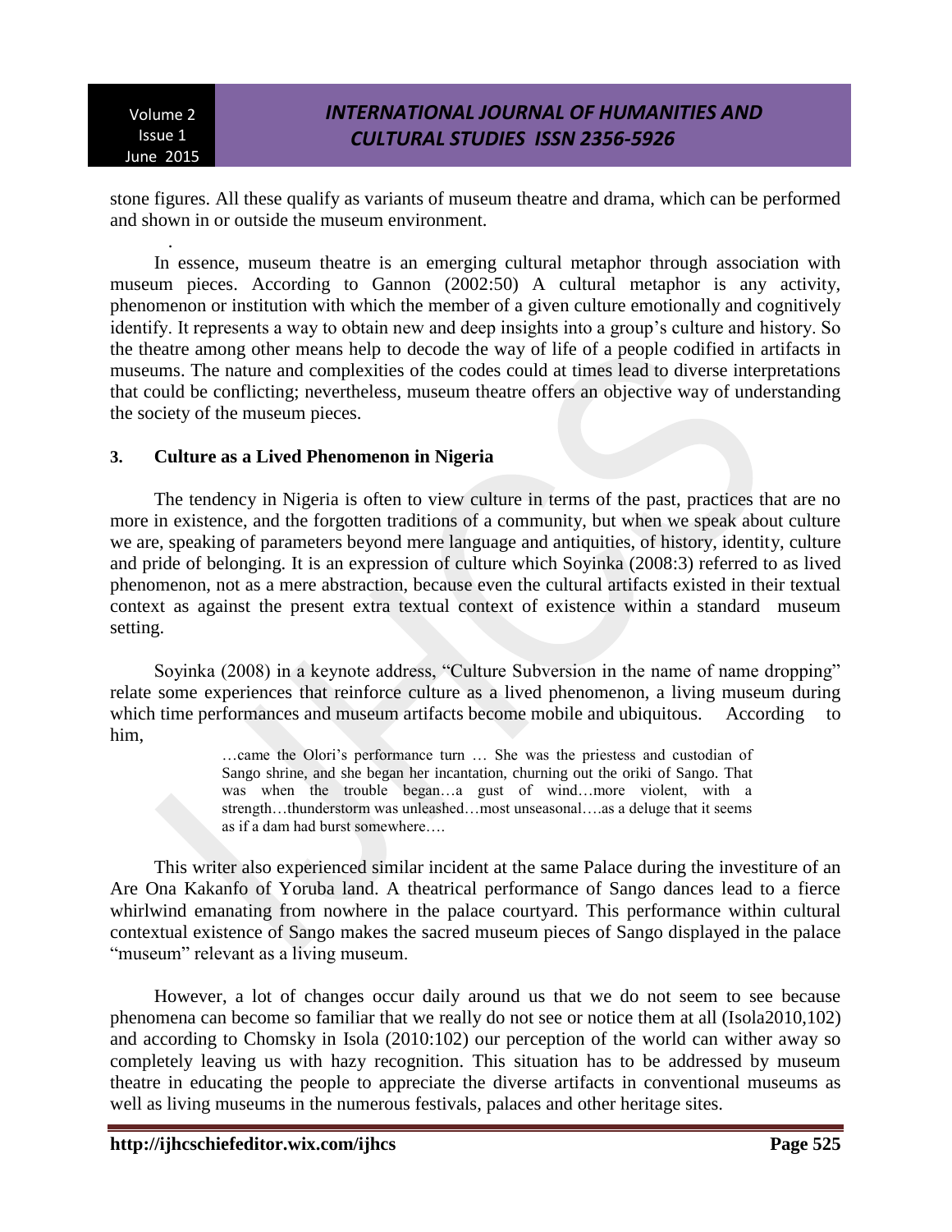stone figures. All these qualify as variants of museum theatre and drama, which can be performed and shown in or outside the museum environment.

In essence, museum theatre is an emerging cultural metaphor through association with museum pieces. According to Gannon (2002:50) A cultural metaphor is any activity, phenomenon or institution with which the member of a given culture emotionally and cognitively identify. It represents a way to obtain new and deep insights into a group's culture and history. So the theatre among other means help to decode the way of life of a people codified in artifacts in museums. The nature and complexities of the codes could at times lead to diverse interpretations that could be conflicting; nevertheless, museum theatre offers an objective way of understanding the society of the museum pieces.

## 3. Culture as a Lived Phenomenon in Nigeria

The tendency in Nigeria is often to view culture in terms of the past, practices that are no more in existence, and the forgotten traditions of a community, but when we speak about culture we are, speaking of parameters beyond mere language and antiquities, of history, identity, culture and pride of belonging. It is an expression of culture which Soyinka (2008:3) referred to as lived phenomenon, not as a mere abstraction, because even the cultural artifacts existed in their textual context as against the present extra textual context of existence within a standard museum setting.

Soyinka (2008) in a keynote address, "Culture Subversion in the name of name dropping" relate some experiences that reinforce culture as a lived phenomenon, a living museum during which time performances and museum artifacts become mobile and ubiquitous. According to him,

> …came the Olori's performance turn … She was the priestess and custodian of Sango shrine, and she began her incantation, churning out the oriki of Sango. That was when the trouble began…a gust of wind…more violent, with a strength…thunderstorm was unleashed…most unseasonal….as a deluge that it seems as if a dam had burst somewhere….

This writer also experienced similar incident at the same Palace during the investiture of an Are Ona Kakanfo of Yoruba land. A theatrical performance of Sango dances lead to a fierce whirlwind emanating from nowhere in the palace courtyard. This performance within cultural contextual existence of Sango makes the sacred museum pieces of Sango displayed in the palace "museum" relevant as a living museum.

However, a lot of changes occur daily around us that we do not seem to see because phenomena can become so familiar that we really do not see or notice them at all (Isola2010,102) and according to Chomsky in Isola (2010:102) our perception of the world can wither away so completely leaving us with hazy recognition. This situation has to be addressed by museum theatre in educating the people to appreciate the diverse artifacts in conventional museums as well as living museums in the numerous festivals, palaces and other heritage sites.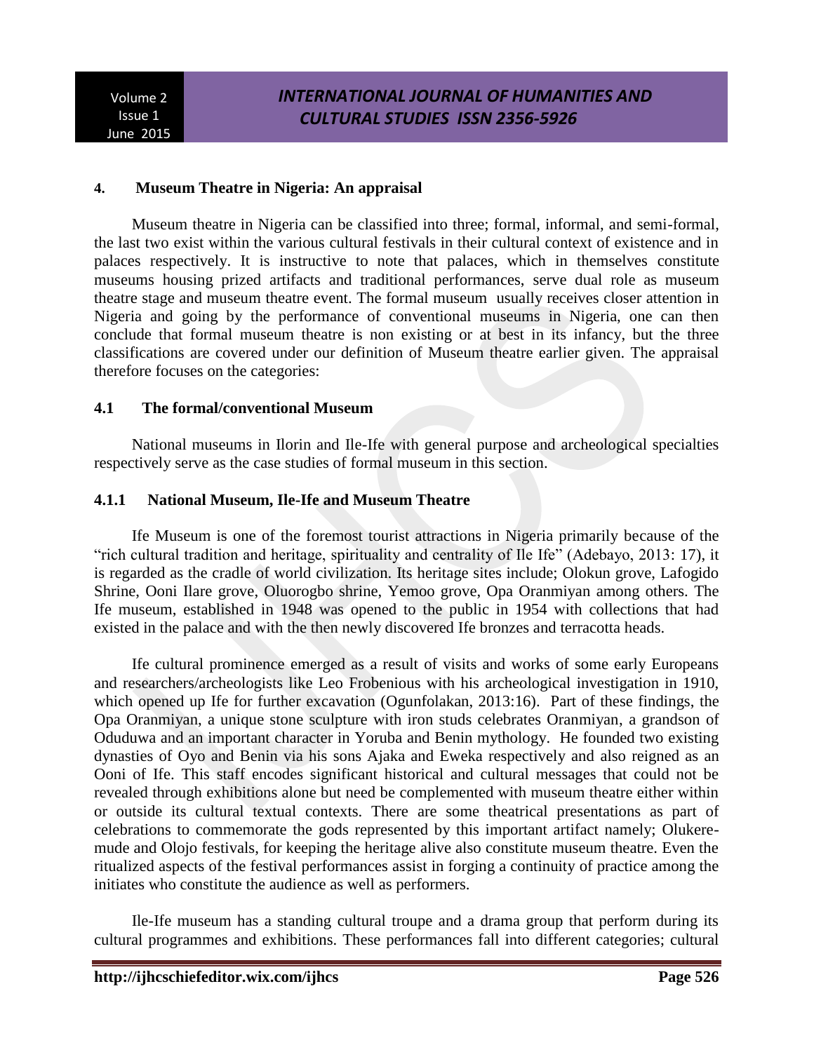## 4. Museum Theatre in Nigeria: An appraisal

Museum theatre in Nigeria can be classified into three; formal, informal, and semi-formal, the last two exist within the various cultural festivals in their cultural context of existence and in palaces respectively. It is instructive to note that palaces, which in themselves constitute museums housing prized artifacts and traditional performances, serve dual role as museum theatre stage and museum theatre event. The formal museum usually receives closer attention in Nigeria and going by the performance of conventional museums in Nigeria, one can then conclude that formal museum theatre is non existing or at best in its infancy, but the three classifications are covered under our definition of Museum theatre earlier given. The appraisal therefore focuses on the categories:

### 4.1 The formal/conventional Museum

National museums in Ilorin and Ile-Ife with general purpose and archeological specialties respectively serve as the case studies of formal museum in this section.

#### 4.1.1 National Museum, Ile-Ife and Museum Theatre

Ife Museum is one of the foremost tourist attractions in Nigeria primarily because of the "rich cultural tradition and heritage, spirituality and centrality of Ile Ife" (Adebayo, 2013: 17), it is regarded as the cradle of world civilization. Its heritage sites include; Olokun grove, Lafogido Shrine, Ooni Ilare grove, Oluorogbo shrine, Yemoo grove, Opa Oranmiyan among others. The Ife museum, established in 1948 was opened to the public in 1954 with collections that had existed in the palace and with the then newly discovered Ife bronzes and terracotta heads.

Ife cultural prominence emerged as a result of visits and works of some early Europeans and researchers/archeologists like Leo Frobenious with his archeological investigation in 1910, which opened up Ife for further excavation (Ogunfolakan, 2013:16). Part of these findings, the Opa Oranmiyan, a unique stone sculpture with iron studs celebrates Oranmiyan, a grandson of Oduduwa and an important character in Yoruba and Benin mythology. He founded two existing dynasties of Oyo and Benin via his sons Ajaka and Eweka respectively and also reigned as an Ooni of Ife. This staff encodes significant historical and cultural messages that could not be revealed through exhibitions alone but need be complemented with museum theatre either within or outside its cultural textual contexts. There are some theatrical presentations as part of celebrations to commemorate the gods represented by this important artifact namely; Olukere-mude and Olojo festivals, for keeping the heritage alive also constitute museum theatre. Even the ritualized aspects of the festival performances assist in forging a continuity of practice among the initiates who constitute the audience as well as performers.

Ile-Ife museum has a standing cultural troupe and a drama group that perform during its cultural programmes and exhibitions. These performances fall into different categories; cultural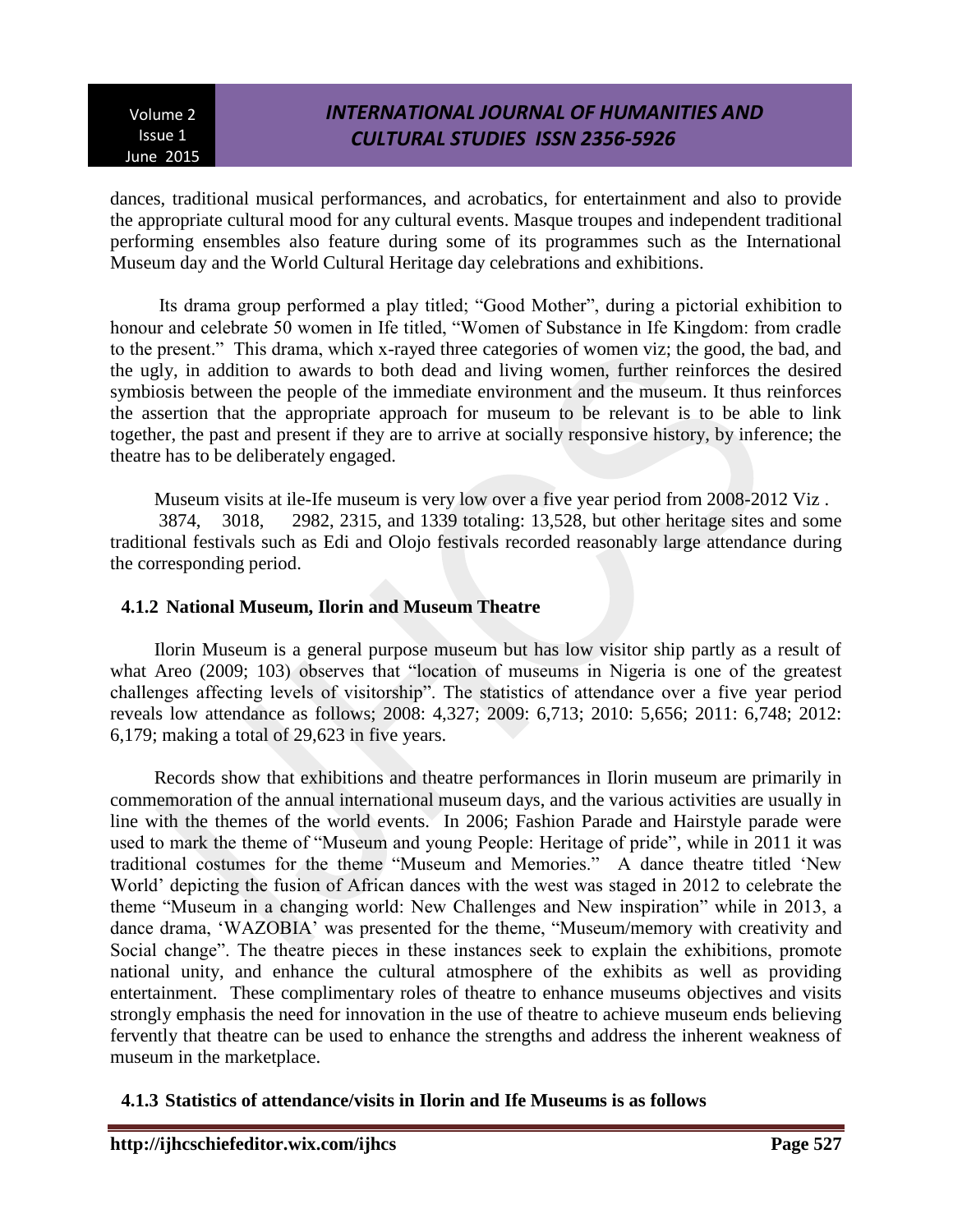dances, traditional musical performances, and acrobatics, for entertainment and also to provide the appropriate cultural mood for any cultural events. Masque troupes and independent traditional performing ensembles also feature during some of its programmes such as the International Museum day and the World Cultural Heritage day celebrations and exhibitions.

Its drama group performed a play titled; "Good Mother", during a pictorial exhibition to honour and celebrate 50 women in Ife titled, "Women of Substance in Ife Kingdom: from cradle to the present." This drama, which x-rayed three categories of women viz; the good, the bad, and the ugly, in addition to awards to both dead and living women, further reinforces the desired symbiosis between the people of the immediate environment and the museum. It thus reinforces the assertion that the appropriate approach for museum to be relevant is to be able to link together, the past and present if they are to arrive at socially responsive history, by inference; the theatre has to be deliberately engaged.

Museum visits at ile-Ife museum is very low over a five year period from 2008-2012 Viz . 3874, 3018, 2982, 2315, and 1339 totaling: 13,528, but other heritage sites and some traditional festivals such as Edi and Olojo festivals recorded reasonably large attendance during the corresponding period.

### 4.1.2 National Museum, Ilorin and Museum Theatre

Ilorin Museum is a general purpose museum but has low visitor ship partly as a result of what Areo (2009; 103) observes that "location of museums in Nigeria is one of the greatest challenges affecting levels of visitorship". The statistics of attendance over a five year period reveals low attendance as follows; 2008: 4,327; 2009: 6,713; 2010: 5,656; 2011: 6,748; 2012: 6,179; making a total of 29,623 in five years.

Records show that exhibitions and theatre performances in Ilorin museum are primarily in commemoration of the annual international museum days, and the various activities are usually in line with the themes of the world events. In 2006; Fashion Parade and Hairstyle parade were used to mark the theme of "Museum and young People: Heritage of pride", while in 2011 it was traditional costumes for the theme "Museum and Memories." A dance theatre titled 'New World' depicting the fusion of African dances with the west was staged in 2012 to celebrate the theme "Museum in a changing world: New Challenges and New inspiration" while in 2013, a dance drama, 'WAZOBIA' was presented for the theme, "Museum/memory with creativity and Social change". The theatre pieces in these instances seek to explain the exhibitions, promote national unity, and enhance the cultural atmosphere of the exhibits as well as providing entertainment. These complimentary roles of theatre to enhance museums objectives and visits strongly emphasis the need for innovation in the use of theatre to achieve museum ends believing fervently that theatre can be used to enhance the strengths and address the inherent weakness of museum in the marketplace.

### 4.1.3 Statistics of attendance/visits in Ilorin and Ife Museums is as follows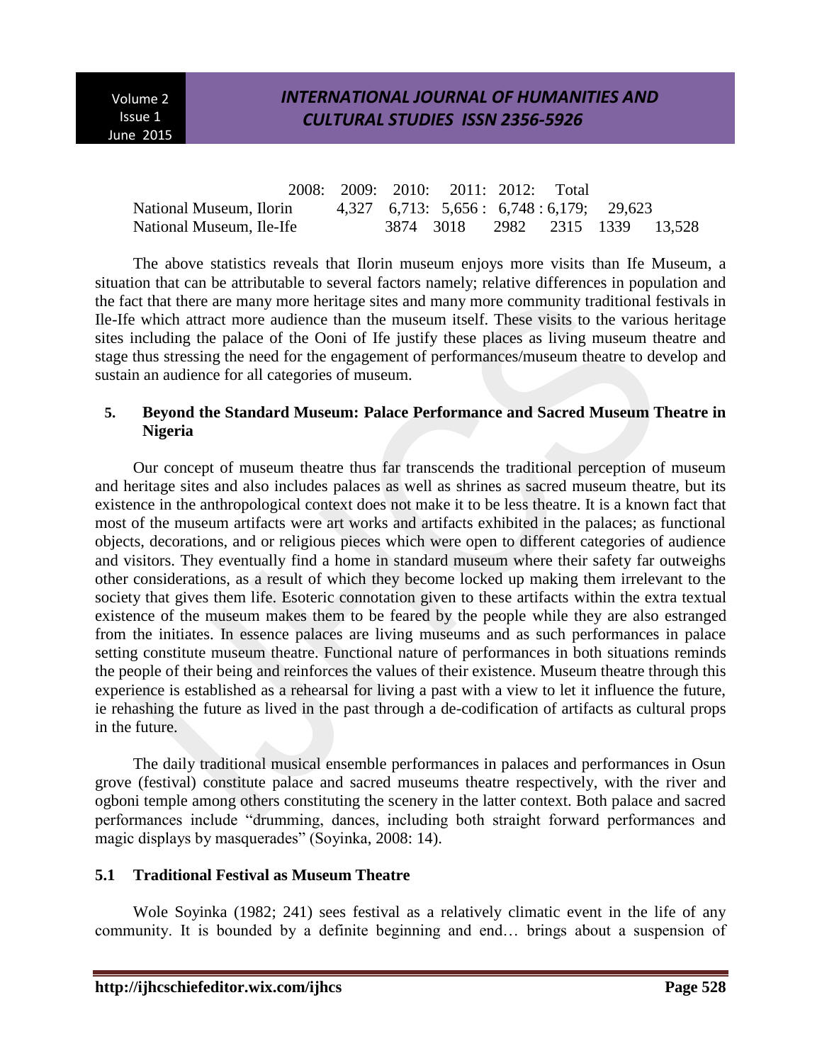| | 2008: | 2009: | 2010: | 2011: | 2012: | Total |
|---|---|---|---|---|---|---|
| National Museum, Ilorin | 4,327 | 6,713: | 5,656 : | 6,748 : | 6,179; | 29,623 |
| National Museum, Ile-Ife | 3874 | 3018 | 2982 | 2315 | 1339 | 13,528 |

The above statistics reveals that Ilorin museum enjoys more visits than Ife Museum, a situation that can be attributable to several factors namely; relative differences in population and the fact that there are many more heritage sites and many more community traditional festivals in Ile-Ife which attract more audience than the museum itself. These visits to the various heritage sites including the palace of the Ooni of Ife justify these places as living museum theatre and stage thus stressing the need for the engagement of performances/museum theatre to develop and sustain an audience for all categories of museum.

## 5. Beyond the Standard Museum: Palace Performance and Sacred Museum Theatre in Nigeria

Our concept of museum theatre thus far transcends the traditional perception of museum and heritage sites and also includes palaces as well as shrines as sacred museum theatre, but its existence in the anthropological context does not make it to be less theatre. It is a known fact that most of the museum artifacts were art works and artifacts exhibited in the palaces; as functional objects, decorations, and or religious pieces which were open to different categories of audience and visitors. They eventually find a home in standard museum where their safety far outweighs other considerations, as a result of which they become locked up making them irrelevant to the society that gives them life. Esoteric connotation given to these artifacts within the extra textual existence of the museum makes them to be feared by the people while they are also estranged from the initiates. In essence palaces are living museums and as such performances in palace setting constitute museum theatre. Functional nature of performances in both situations reminds the people of their being and reinforces the values of their existence. Museum theatre through this experience is established as a rehearsal for living a past with a view to let it influence the future, ie rehashing the future as lived in the past through a de-codification of artifacts as cultural props in the future.

The daily traditional musical ensemble performances in palaces and performances in Osun grove (festival) constitute palace and sacred museums theatre respectively, with the river and ogboni temple among others constituting the scenery in the latter context. Both palace and sacred performances include "drumming, dances, including both straight forward performances and magic displays by masquerades" (Soyinka, 2008: 14).

### 5.1 Traditional Festival as Museum Theatre

Wole Soyinka (1982; 241) sees festival as a relatively climatic event in the life of any community. It is bounded by a definite beginning and end… brings about a suspension of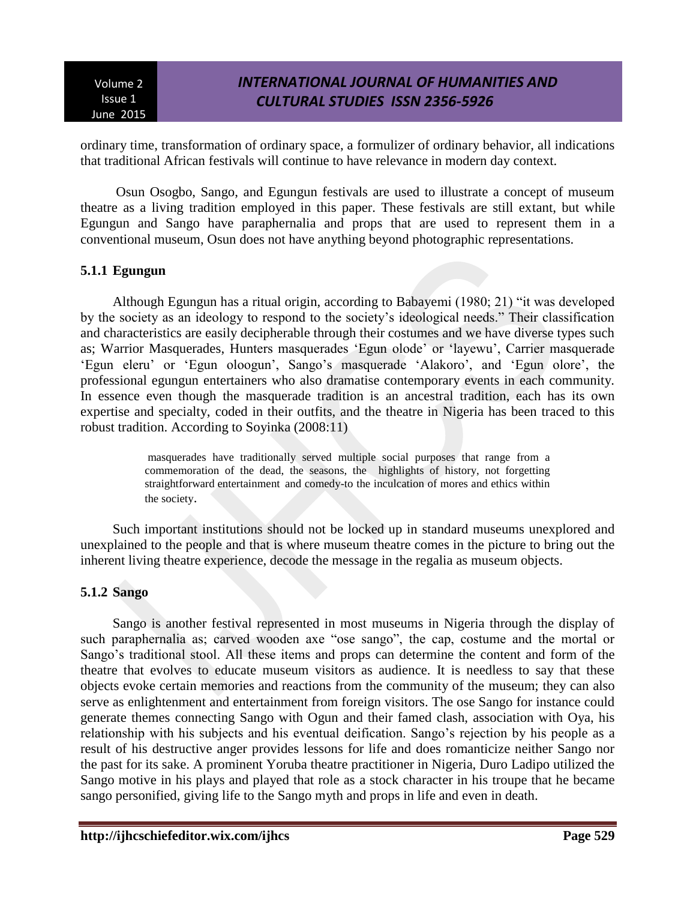ordinary time, transformation of ordinary space, a formulizer of ordinary behavior, all indications that traditional African festivals will continue to have relevance in modern day context.

Osun Osogbo, Sango, and Egungun festivals are used to illustrate a concept of museum theatre as a living tradition employed in this paper. These festivals are still extant, but while Egungun and Sango have paraphernalia and props that are used to represent them in a conventional museum, Osun does not have anything beyond photographic representations.

### 5.1.1 Egungun

Although Egungun has a ritual origin, according to Babayemi (1980; 21) "it was developed by the society as an ideology to respond to the society's ideological needs." Their classification and characteristics are easily decipherable through their costumes and we have diverse types such as; Warrior Masquerades, Hunters masquerades 'Egun olode' or 'layewu', Carrier masquerade 'Egun eleru' or 'Egun oloogun', Sango's masquerade 'Alakoro', and 'Egun olore', the professional egungun entertainers who also dramatise contemporary events in each community. In essence even though the masquerade tradition is an ancestral tradition, each has its own expertise and specialty, coded in their outfits, and the theatre in Nigeria has been traced to this robust tradition. According to Soyinka (2008:11)

> masquerades have traditionally served multiple social purposes that range from a commemoration of the dead, the seasons, the highlights of history, not forgetting straightforward entertainment and comedy-to the inculcation of mores and ethics within the society.

Such important institutions should not be locked up in standard museums unexplored and unexplained to the people and that is where museum theatre comes in the picture to bring out the inherent living theatre experience, decode the message in the regalia as museum objects.

### 5.1.2 Sango

Sango is another festival represented in most museums in Nigeria through the display of such paraphernalia as; carved wooden axe "ose sango", the cap, costume and the mortal or Sango's traditional stool. All these items and props can determine the content and form of the theatre that evolves to educate museum visitors as audience. It is needless to say that these objects evoke certain memories and reactions from the community of the museum; they can also serve as enlightenment and entertainment from foreign visitors. The ose Sango for instance could generate themes connecting Sango with Ogun and their famed clash, association with Oya, his relationship with his subjects and his eventual deification. Sango's rejection by his people as a result of his destructive anger provides lessons for life and does romanticize neither Sango nor the past for its sake. A prominent Yoruba theatre practitioner in Nigeria, Duro Ladipo utilized the Sango motive in his plays and played that role as a stock character in his troupe that he became sango personified, giving life to the Sango myth and props in life and even in death.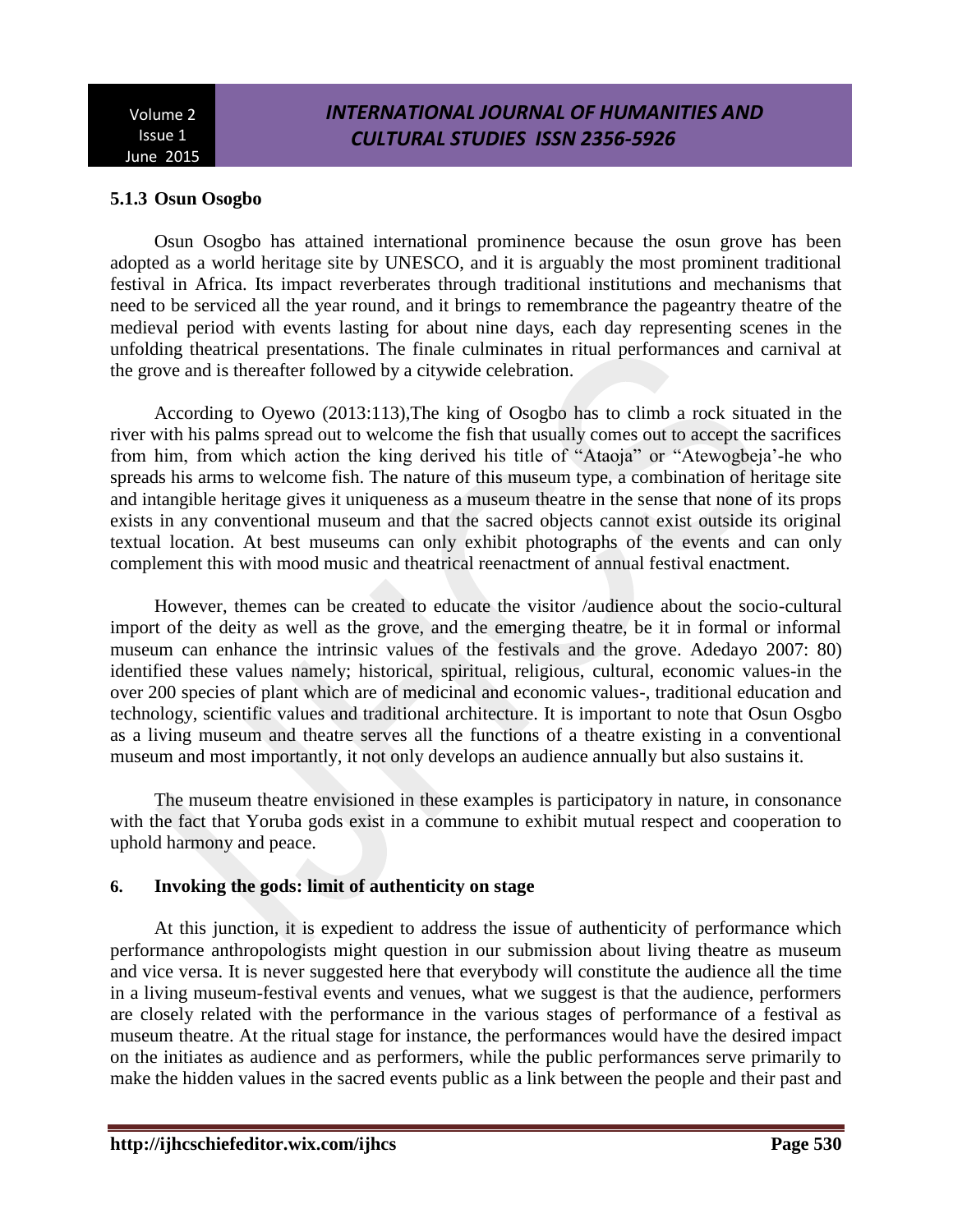### 5.1.3 Osun Osogbo

Osun Osogbo has attained international prominence because the osun grove has been adopted as a world heritage site by UNESCO, and it is arguably the most prominent traditional festival in Africa. Its impact reverberates through traditional institutions and mechanisms that need to be serviced all the year round, and it brings to remembrance the pageantry theatre of the medieval period with events lasting for about nine days, each day representing scenes in the unfolding theatrical presentations. The finale culminates in ritual performances and carnival at the grove and is thereafter followed by a citywide celebration.

According to Oyewo (2013:113),The king of Osogbo has to climb a rock situated in the river with his palms spread out to welcome the fish that usually comes out to accept the sacrifices from him, from which action the king derived his title of "Ataoja" or "Atewogbeja'-he who spreads his arms to welcome fish. The nature of this museum type, a combination of heritage site and intangible heritage gives it uniqueness as a museum theatre in the sense that none of its props exists in any conventional museum and that the sacred objects cannot exist outside its original textual location. At best museums can only exhibit photographs of the events and can only complement this with mood music and theatrical reenactment of annual festival enactment.

However, themes can be created to educate the visitor /audience about the socio-cultural import of the deity as well as the grove, and the emerging theatre, be it in formal or informal museum can enhance the intrinsic values of the festivals and the grove. Adedayo 2007: 80) identified these values namely; historical, spiritual, religious, cultural, economic values-in the over 200 species of plant which are of medicinal and economic values-, traditional education and technology, scientific values and traditional architecture. It is important to note that Osun Osgbo as a living museum and theatre serves all the functions of a theatre existing in a conventional museum and most importantly, it not only develops an audience annually but also sustains it.

The museum theatre envisioned in these examples is participatory in nature, in consonance with the fact that Yoruba gods exist in a commune to exhibit mutual respect and cooperation to uphold harmony and peace.

## 6. Invoking the gods: limit of authenticity on stage

At this junction, it is expedient to address the issue of authenticity of performance which performance anthropologists might question in our submission about living theatre as museum and vice versa. It is never suggested here that everybody will constitute the audience all the time in a living museum-festival events and venues, what we suggest is that the audience, performers are closely related with the performance in the various stages of performance of a festival as museum theatre. At the ritual stage for instance, the performances would have the desired impact on the initiates as audience and as performers, while the public performances serve primarily to make the hidden values in the sacred events public as a link between the people and their past and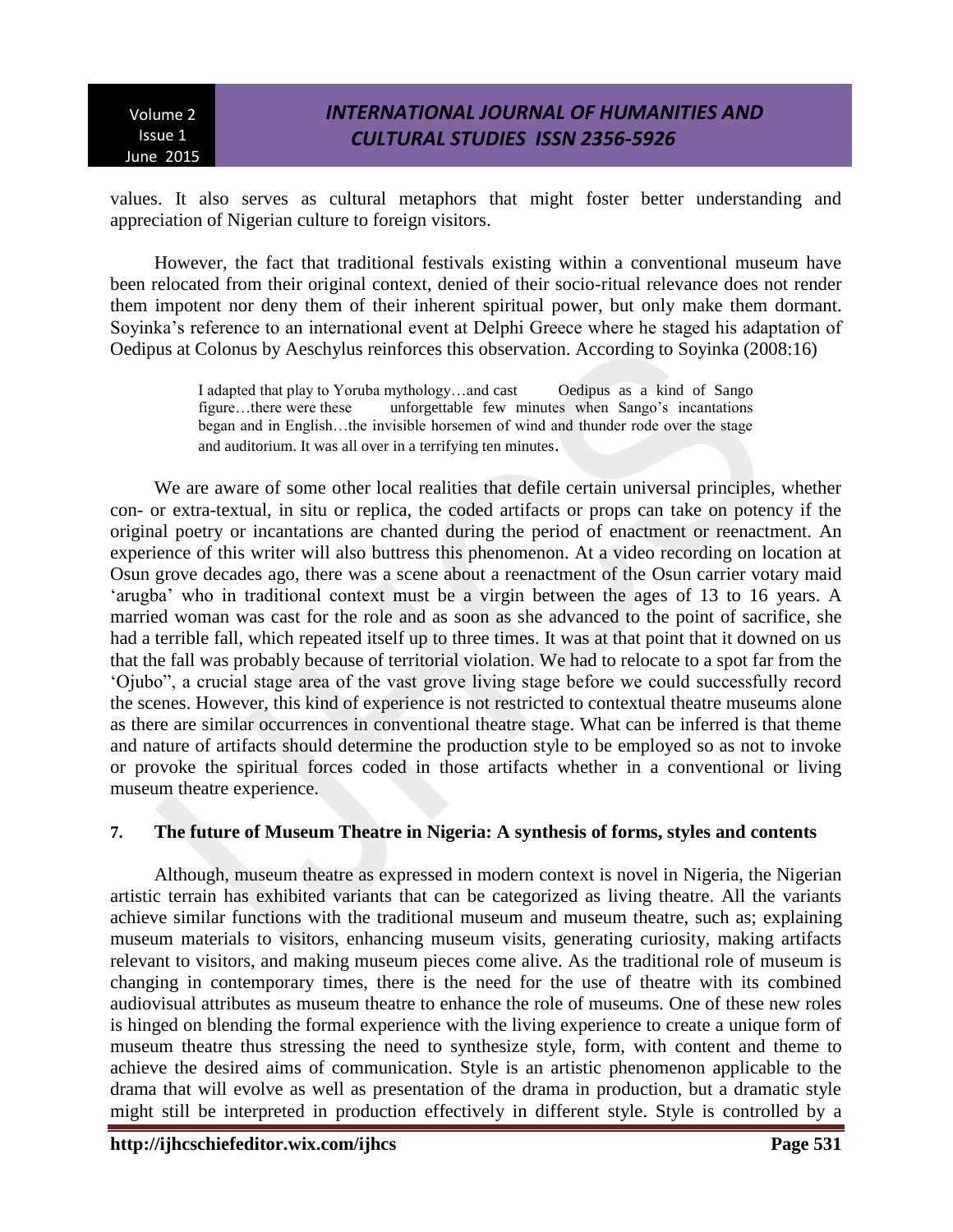values. It also serves as cultural metaphors that might foster better understanding and appreciation of Nigerian culture to foreign visitors.

However, the fact that traditional festivals existing within a conventional museum have been relocated from their original context, denied of their socio-ritual relevance does not render them impotent nor deny them of their inherent spiritual power, but only make them dormant. Soyinka's reference to an international event at Delphi Greece where he staged his adaptation of Oedipus at Colonus by Aeschylus reinforces this observation. According to Soyinka (2008:16)

> I adapted that play to Yoruba mythology…and cast Oedipus as a kind of Sango figure…there were these unforgettable few minutes when Sango's incantations began and in English…the invisible horsemen of wind and thunder rode over the stage and auditorium. It was all over in a terrifying ten minutes.

We are aware of some other local realities that defile certain universal principles, whether con- or extra-textual, in situ or replica, the coded artifacts or props can take on potency if the original poetry or incantations are chanted during the period of enactment or reenactment. An experience of this writer will also buttress this phenomenon. At a video recording on location at Osun grove decades ago, there was a scene about a reenactment of the Osun carrier votary maid 'arugba' who in traditional context must be a virgin between the ages of 13 to 16 years. A married woman was cast for the role and as soon as she advanced to the point of sacrifice, she had a terrible fall, which repeated itself up to three times. It was at that point that it downed on us that the fall was probably because of territorial violation. We had to relocate to a spot far from the 'Ojubo", a crucial stage area of the vast grove living stage before we could successfully record the scenes. However, this kind of experience is not restricted to contextual theatre museums alone as there are similar occurrences in conventional theatre stage. What can be inferred is that theme and nature of artifacts should determine the production style to be employed so as not to invoke or provoke the spiritual forces coded in those artifacts whether in a conventional or living museum theatre experience.

## 7. The future of Museum Theatre in Nigeria: A synthesis of forms, styles and contents

Although, museum theatre as expressed in modern context is novel in Nigeria, the Nigerian artistic terrain has exhibited variants that can be categorized as living theatre. All the variants achieve similar functions with the traditional museum and museum theatre, such as; explaining museum materials to visitors, enhancing museum visits, generating curiosity, making artifacts relevant to visitors, and making museum pieces come alive. As the traditional role of museum is changing in contemporary times, there is the need for the use of theatre with its combined audiovisual attributes as museum theatre to enhance the role of museums. One of these new roles is hinged on blending the formal experience with the living experience to create a unique form of museum theatre thus stressing the need to synthesize style, form, with content and theme to achieve the desired aims of communication. Style is an artistic phenomenon applicable to the drama that will evolve as well as presentation of the drama in production, but a dramatic style might still be interpreted in production effectively in different style. Style is controlled by a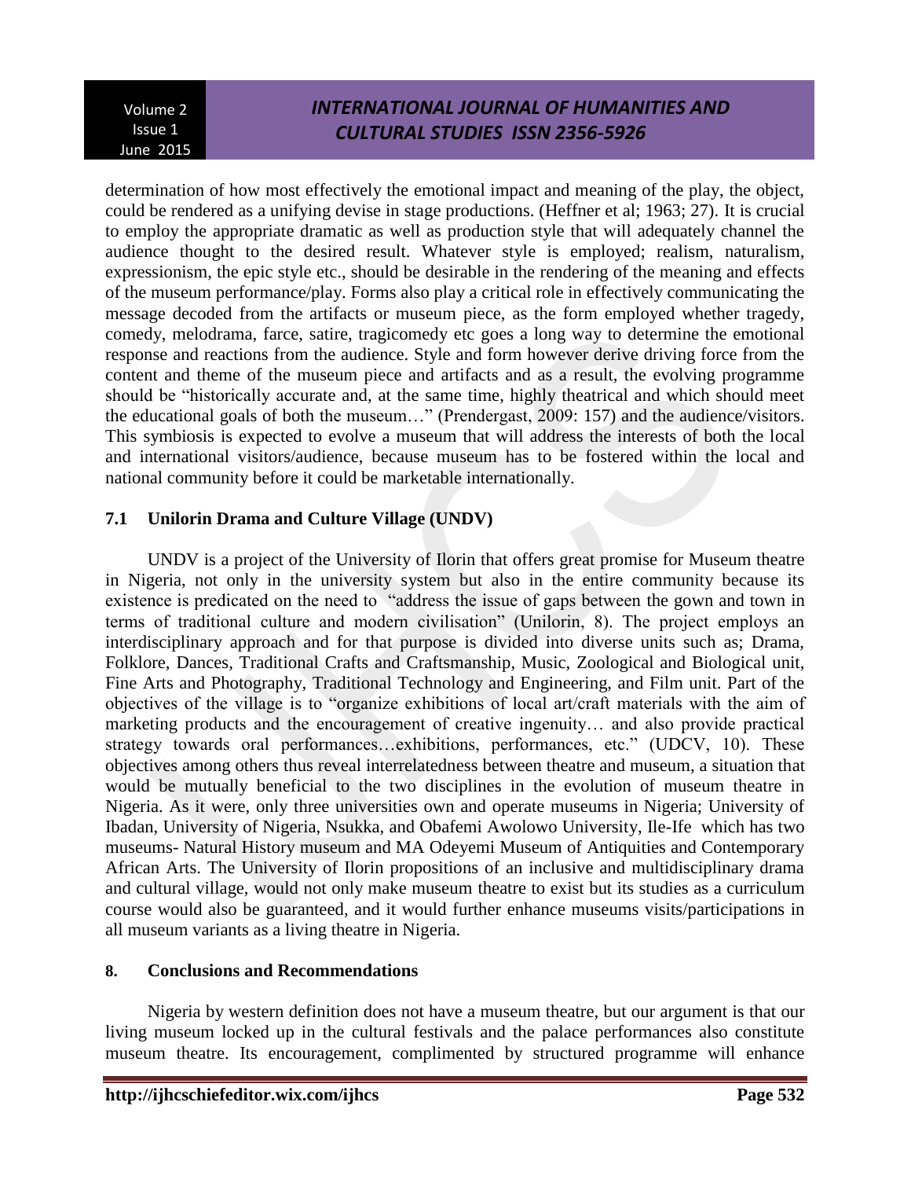determination of how most effectively the emotional impact and meaning of the play, the object, could be rendered as a unifying devise in stage productions. (Heffner et al; 1963; 27). It is crucial to employ the appropriate dramatic as well as production style that will adequately channel the audience thought to the desired result. Whatever style is employed; realism, naturalism, expressionism, the epic style etc., should be desirable in the rendering of the meaning and effects of the museum performance/play. Forms also play a critical role in effectively communicating the message decoded from the artifacts or museum piece, as the form employed whether tragedy, comedy, melodrama, farce, satire, tragicomedy etc goes a long way to determine the emotional response and reactions from the audience. Style and form however derive driving force from the content and theme of the museum piece and artifacts and as a result, the evolving programme should be "historically accurate and, at the same time, highly theatrical and which should meet the educational goals of both the museum…" (Prendergast, 2009: 157) and the audience/visitors. This symbiosis is expected to evolve a museum that will address the interests of both the local and international visitors/audience, because museum has to be fostered within the local and national community before it could be marketable internationally.

### 7.1 Unilorin Drama and Culture Village (UNDV)

UNDV is a project of the University of Ilorin that offers great promise for Museum theatre in Nigeria, not only in the university system but also in the entire community because its existence is predicated on the need to "address the issue of gaps between the gown and town in terms of traditional culture and modern civilisation" (Unilorin, 8). The project employs an interdisciplinary approach and for that purpose is divided into diverse units such as; Drama, Folklore, Dances, Traditional Crafts and Craftsmanship, Music, Zoological and Biological unit, Fine Arts and Photography, Traditional Technology and Engineering, and Film unit. Part of the objectives of the village is to "organize exhibitions of local art/craft materials with the aim of marketing products and the encouragement of creative ingenuity… and also provide practical strategy towards oral performances…exhibitions, performances, etc." (UDCV, 10). These objectives among others thus reveal interrelatedness between theatre and museum, a situation that would be mutually beneficial to the two disciplines in the evolution of museum theatre in Nigeria. As it were, only three universities own and operate museums in Nigeria; University of Ibadan, University of Nigeria, Nsukka, and Obafemi Awolowo University, Ile-Ife which has two museums- Natural History museum and MA Odeyemi Museum of Antiquities and Contemporary African Arts. The University of Ilorin propositions of an inclusive and multidisciplinary drama and cultural village, would not only make museum theatre to exist but its studies as a curriculum course would also be guaranteed, and it would further enhance museums visits/participations in all museum variants as a living theatre in Nigeria.

## 8. Conclusions and Recommendations

Nigeria by western definition does not have a museum theatre, but our argument is that our living museum locked up in the cultural festivals and the palace performances also constitute museum theatre. Its encouragement, complimented by structured programme will enhance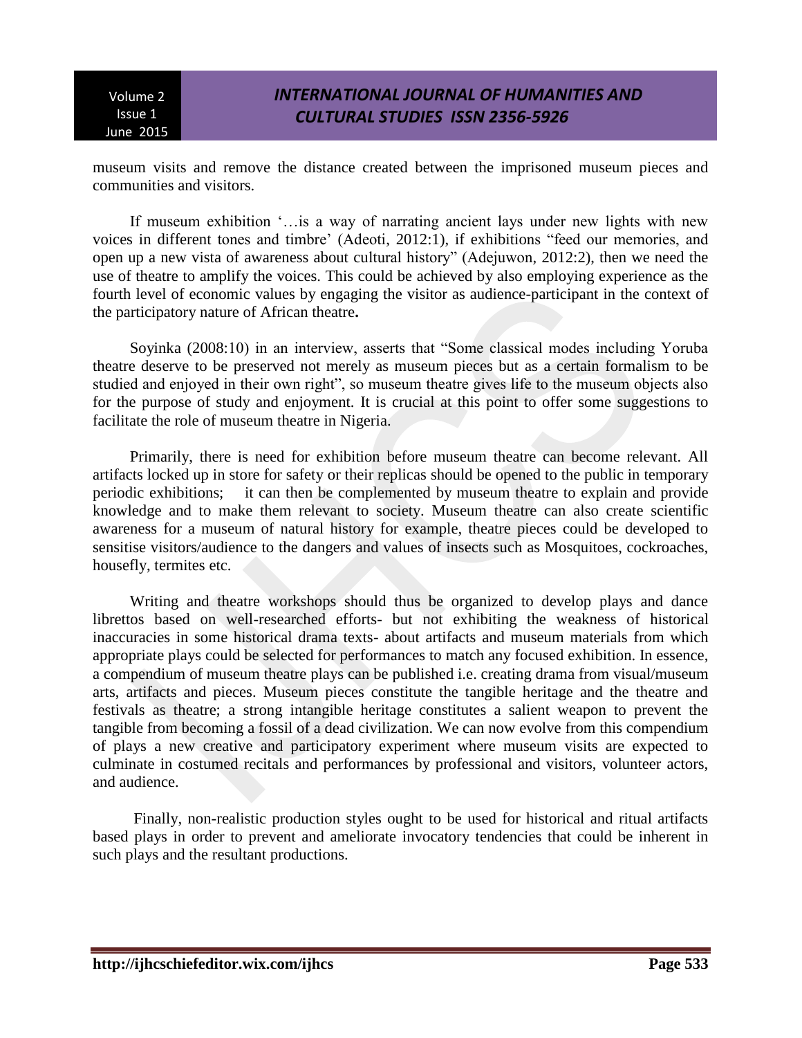museum visits and remove the distance created between the imprisoned museum pieces and communities and visitors.

If museum exhibition '…is a way of narrating ancient lays under new lights with new voices in different tones and timbre' (Adeoti, 2012:1), if exhibitions "feed our memories, and open up a new vista of awareness about cultural history" (Adejuwon, 2012:2), then we need the use of theatre to amplify the voices. This could be achieved by also employing experience as the fourth level of economic values by engaging the visitor as audience-participant in the context of the participatory nature of African theatre**.**

Soyinka (2008:10) in an interview, asserts that "Some classical modes including Yoruba theatre deserve to be preserved not merely as museum pieces but as a certain formalism to be studied and enjoyed in their own right", so museum theatre gives life to the museum objects also for the purpose of study and enjoyment. It is crucial at this point to offer some suggestions to facilitate the role of museum theatre in Nigeria.

Primarily, there is need for exhibition before museum theatre can become relevant. All artifacts locked up in store for safety or their replicas should be opened to the public in temporary periodic exhibitions; it can then be complemented by museum theatre to explain and provide knowledge and to make them relevant to society. Museum theatre can also create scientific awareness for a museum of natural history for example, theatre pieces could be developed to sensitise visitors/audience to the dangers and values of insects such as Mosquitoes, cockroaches, housefly, termites etc.

Writing and theatre workshops should thus be organized to develop plays and dance librettos based on well-researched efforts- but not exhibiting the weakness of historical inaccuracies in some historical drama texts- about artifacts and museum materials from which appropriate plays could be selected for performances to match any focused exhibition. In essence, a compendium of museum theatre plays can be published i.e. creating drama from visual/museum arts, artifacts and pieces. Museum pieces constitute the tangible heritage and the theatre and festivals as theatre; a strong intangible heritage constitutes a salient weapon to prevent the tangible from becoming a fossil of a dead civilization. We can now evolve from this compendium of plays a new creative and participatory experiment where museum visits are expected to culminate in costumed recitals and performances by professional and visitors, volunteer actors, and audience.

Finally, non-realistic production styles ought to be used for historical and ritual artifacts based plays in order to prevent and ameliorate invocatory tendencies that could be inherent in such plays and the resultant productions.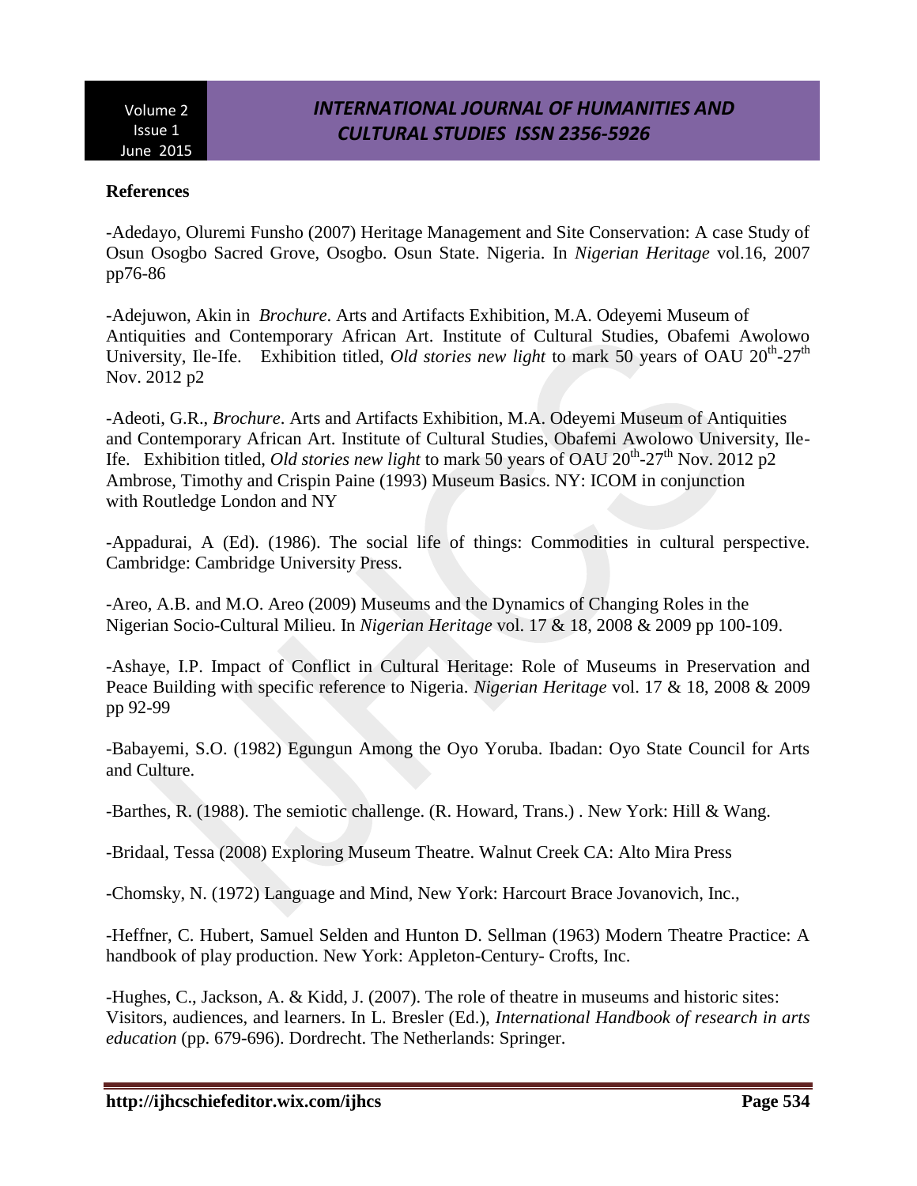**References**

-Adedayo, Oluremi Funsho (2007) Heritage Management and Site Conservation: A case Study of Osun Osogbo Sacred Grove, Osogbo. Osun State. Nigeria. In *Nigerian Heritage* vol.16, 2007 pp76-86

-Adejuwon, Akin in *Brochure*. Arts and Artifacts Exhibition, M.A. Odeyemi Museum of Antiquities and Contemporary African Art. Institute of Cultural Studies, Obafemi Awolowo University, Ile-Ife. Exhibition titled, *Old stories new light* to mark 50 years of OAU 20th-27th Nov. 2012 p2

-Adeoti, G.R., *Brochure*. Arts and Artifacts Exhibition, M.A. Odeyemi Museum of Antiquities and Contemporary African Art. Institute of Cultural Studies, Obafemi Awolowo University, Ile-Ife. Exhibition titled, *Old stories new light* to mark 50 years of OAU 20th-27th Nov. 2012 p2
Ambrose, Timothy and Crispin Paine (1993) Museum Basics. NY: ICOM in conjunction with Routledge London and NY

-Appadurai, A (Ed). (1986). The social life of things: Commodities in cultural perspective. Cambridge: Cambridge University Press.

-Areo, A.B. and M.O. Areo (2009) Museums and the Dynamics of Changing Roles in the Nigerian Socio-Cultural Milieu. In *Nigerian Heritage* vol. 17 & 18, 2008 & 2009 pp 100-109.

-Ashaye, I.P. Impact of Conflict in Cultural Heritage: Role of Museums in Preservation and Peace Building with specific reference to Nigeria. *Nigerian Heritage* vol. 17 & 18, 2008 & 2009 pp 92-99

-Babayemi, S.O. (1982) Egungun Among the Oyo Yoruba. Ibadan: Oyo State Council for Arts and Culture.

-Barthes, R. (1988). The semiotic challenge. (R. Howard, Trans.) . New York: Hill & Wang.

-Bridaal, Tessa (2008) Exploring Museum Theatre. Walnut Creek CA: Alto Mira Press

-Chomsky, N. (1972) Language and Mind, New York: Harcourt Brace Jovanovich, Inc.,

-Heffner, C. Hubert, Samuel Selden and Hunton D. Sellman (1963) Modern Theatre Practice: A handbook of play production. New York: Appleton-Century- Crofts, Inc.

-Hughes, C., Jackson, A. & Kidd, J. (2007). The role of theatre in museums and historic sites: Visitors, audiences, and learners. In L. Bresler (Ed.), *International Handbook of research in arts education* (pp. 679-696). Dordrecht. The Netherlands: Springer.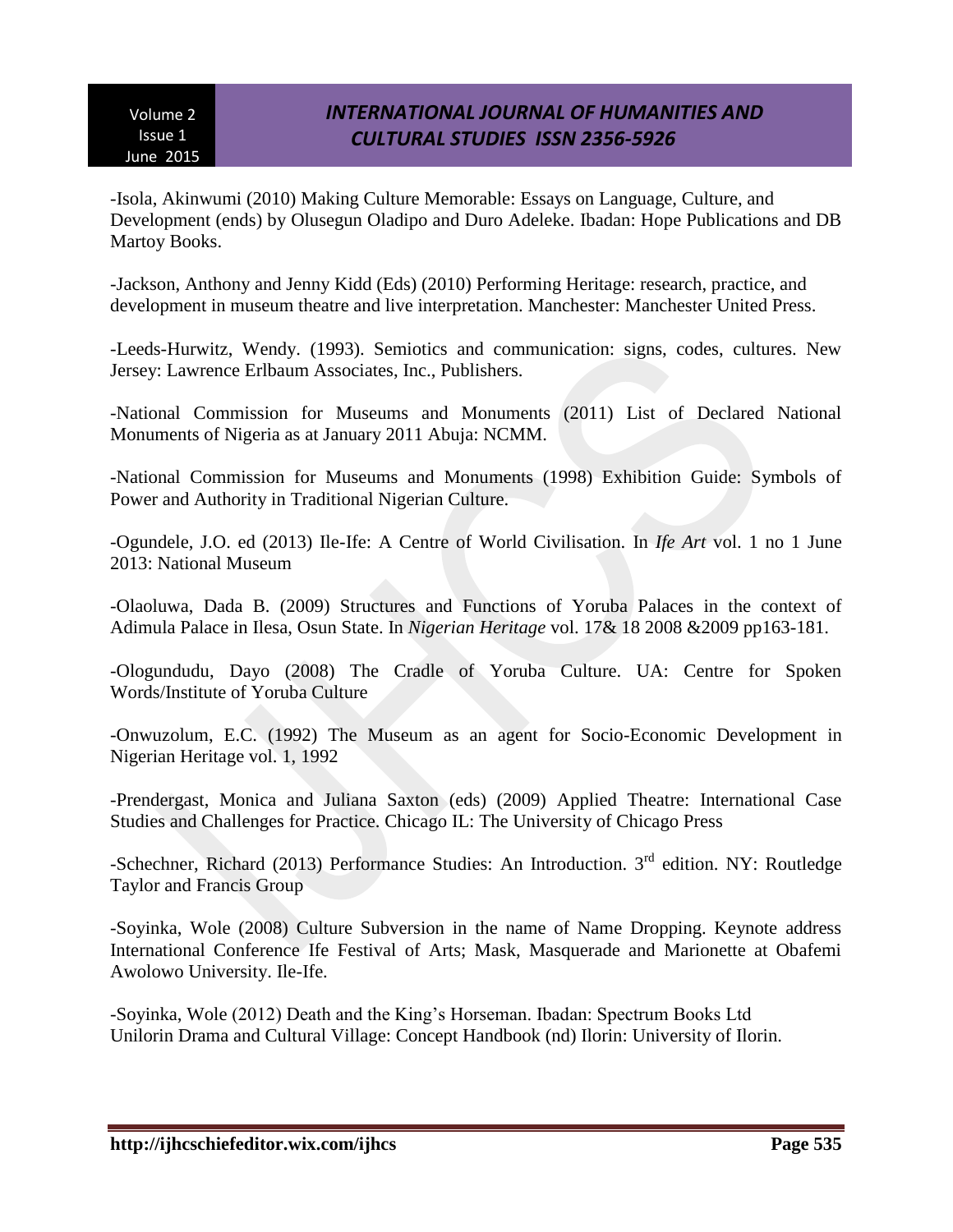-Isola, Akinwumi (2010) Making Culture Memorable: Essays on Language, Culture, and Development (ends) by Olusegun Oladipo and Duro Adeleke. Ibadan: Hope Publications and DB Martoy Books.

-Jackson, Anthony and Jenny Kidd (Eds) (2010) Performing Heritage: research, practice, and development in museum theatre and live interpretation. Manchester: Manchester United Press.

-Leeds-Hurwitz, Wendy. (1993). Semiotics and communication: signs, codes, cultures. New Jersey: Lawrence Erlbaum Associates, Inc., Publishers.

-National Commission for Museums and Monuments (2011) List of Declared National Monuments of Nigeria as at January 2011 Abuja: NCMM.

-National Commission for Museums and Monuments (1998) Exhibition Guide: Symbols of Power and Authority in Traditional Nigerian Culture.

-Ogundele, J.O. ed (2013) Ile-Ife: A Centre of World Civilisation. In *Ife Art* vol. 1 no 1 June 2013: National Museum

-Olaoluwa, Dada B. (2009) Structures and Functions of Yoruba Palaces in the context of Adimula Palace in Ilesa, Osun State. In *Nigerian Heritage* vol. 17& 18 2008 &2009 pp163-181.

-Ologundudu, Dayo (2008) The Cradle of Yoruba Culture. UA: Centre for Spoken Words/Institute of Yoruba Culture

-Onwuzolum, E.C. (1992) The Museum as an agent for Socio-Economic Development in Nigerian Heritage vol. 1, 1992

-Prendergast, Monica and Juliana Saxton (eds) (2009) Applied Theatre: International Case Studies and Challenges for Practice. Chicago IL: The University of Chicago Press

-Schechner, Richard (2013) Performance Studies: An Introduction. 3rd edition. NY: Routledge Taylor and Francis Group

-Soyinka, Wole (2008) Culture Subversion in the name of Name Dropping. Keynote address International Conference Ife Festival of Arts; Mask, Masquerade and Marionette at Obafemi Awolowo University. Ile-Ife.

-Soyinka, Wole (2012) Death and the King's Horseman. Ibadan: Spectrum Books Ltd
Unilorin Drama and Cultural Village: Concept Handbook (nd) Ilorin: University of Ilorin.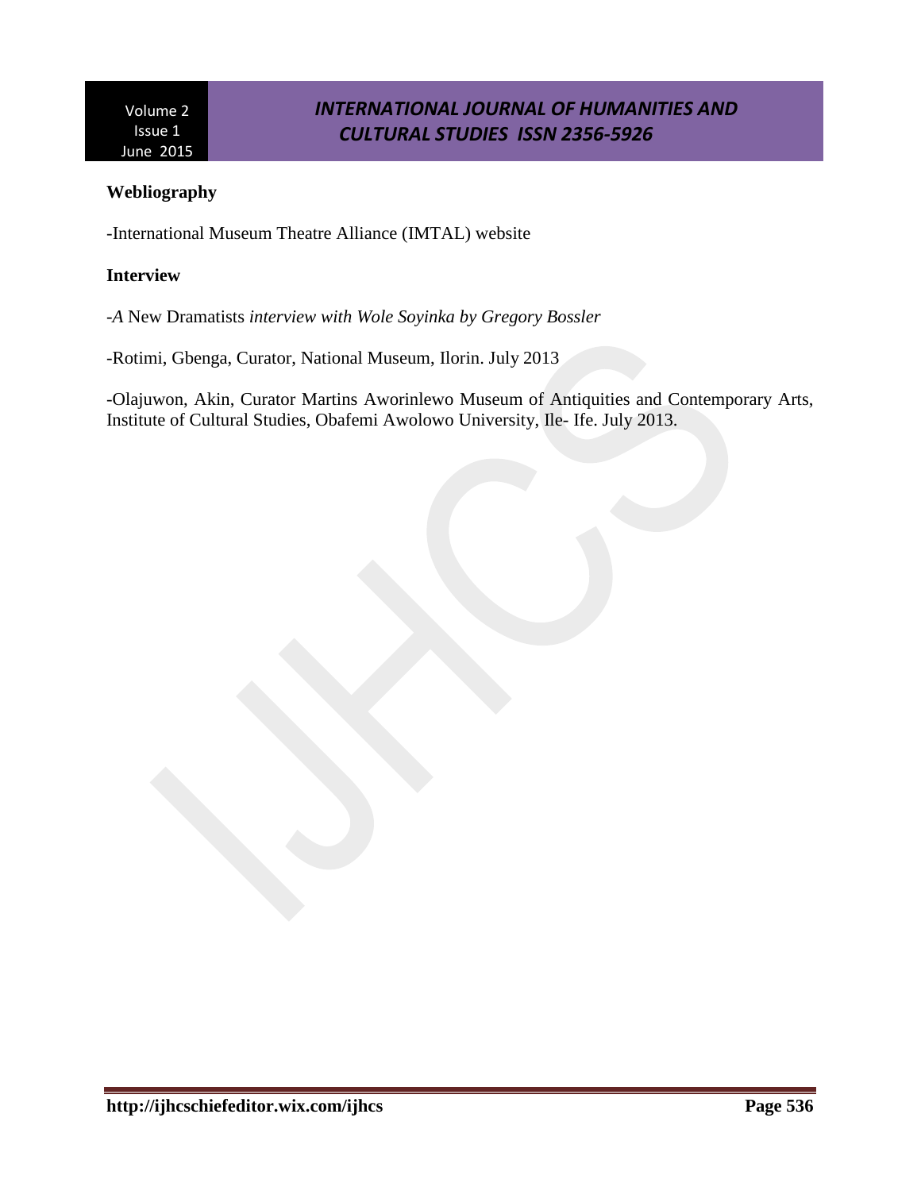**Webliography**

-International Museum Theatre Alliance (IMTAL) website

**Interview**

-*A* New Dramatists *interview with Wole Soyinka by Gregory Bossler*

-Rotimi, Gbenga, Curator, National Museum, Ilorin. July 2013

-Olajuwon, Akin, Curator Martins Aworinlewo Museum of Antiquities and Contemporary Arts, Institute of Cultural Studies, Obafemi Awolowo University, Ile- Ife. July 2013.